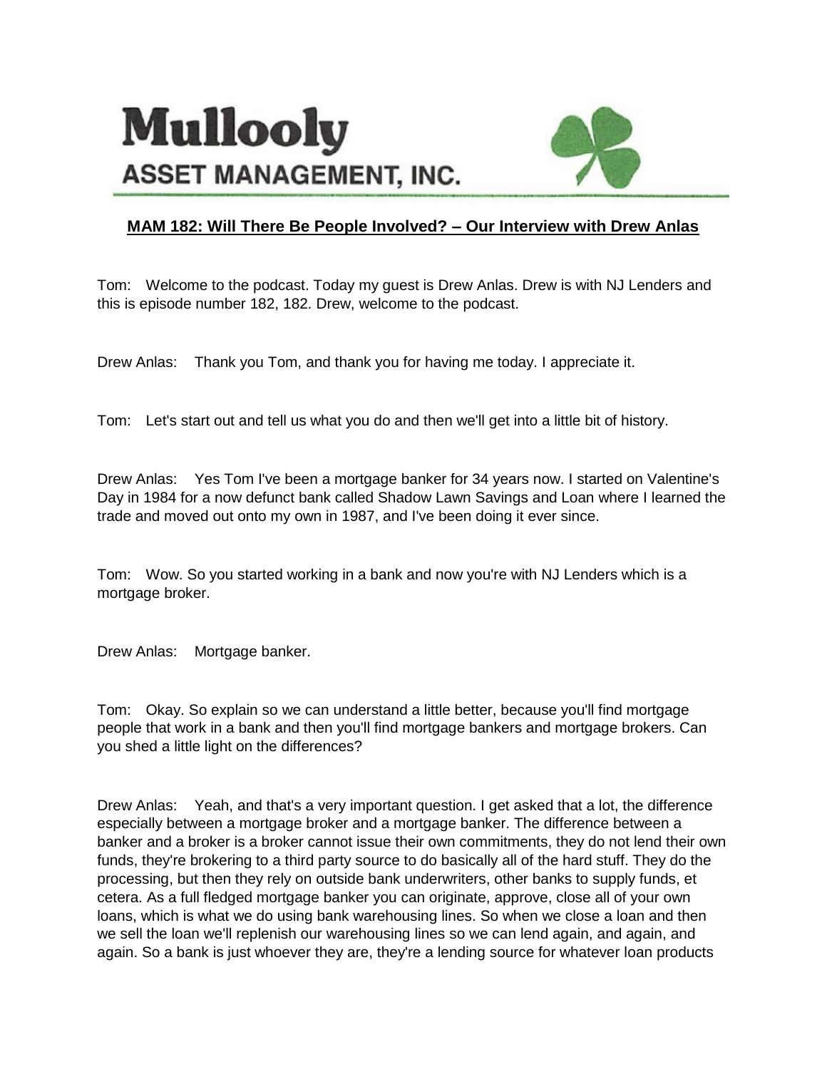# Mullooly ASSET MANAGEMENT, INC.

## MAM 182: Will There Be People Involved? – Our Interview with Drew Anlas

Tom: Welcome to the podcast. Today my guest is Drew Anlas. Drew is with NJ Lenders and this is episode number 182, 182. Drew, welcome to the podcast.

Drew Anlas: Thank you Tom, and thank you for having me today. I appreciate it.

Tom: Let's start out and tell us what you do and then we'll get into a little bit of history.

Drew Anlas: Yes Tom I've been a mortgage banker for 34 years now. I started on Valentine's Day in 1984 for a now defunct bank called Shadow Lawn Savings and Loan where I learned the trade and moved out onto my own in 1987, and I've been doing it ever since.

Tom: Wow. So you started working in a bank and now you're with NJ Lenders which is a mortgage broker.

Drew Anlas: Mortgage banker.

Tom: Okay. So explain so we can understand a little better, because you'll find mortgage people that work in a bank and then you'll find mortgage bankers and mortgage brokers. Can you shed a little light on the differences?

Drew Anlas: Yeah, and that's a very important question. I get asked that a lot, the difference especially between a mortgage broker and a mortgage banker. The difference between a banker and a broker is a broker cannot issue their own commitments, they do not lend their own funds, they're brokering to a third party source to do basically all of the hard stuff. They do the processing, but then they rely on outside bank underwriters, other banks to supply funds, et cetera. As a full fledged mortgage banker you can originate, approve, close all of your own loans, which is what we do using bank warehousing lines. So when we close a loan and then we sell the loan we'll replenish our warehousing lines so we can lend again, and again, and again. So a bank is just whoever they are, they're a lending source for whatever loan products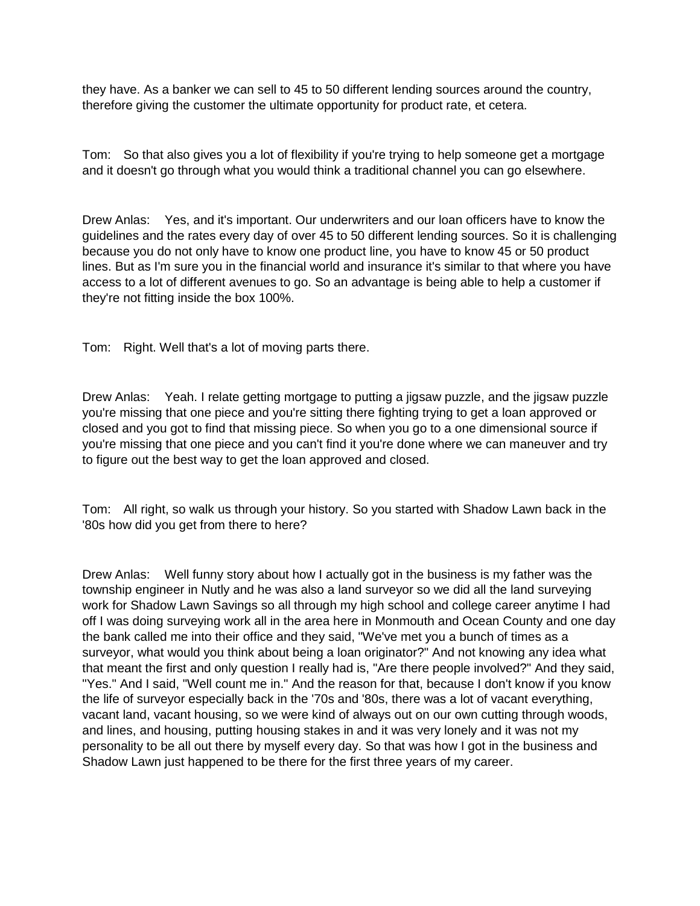they have. As a banker we can sell to 45 to 50 different lending sources around the country, therefore giving the customer the ultimate opportunity for product rate, et cetera.

Tom: So that also gives you a lot of flexibility if you're trying to help someone get a mortgage and it doesn't go through what you would think a traditional channel you can go elsewhere.

Drew Anlas: Yes, and it's important. Our underwriters and our loan officers have to know the guidelines and the rates every day of over 45 to 50 different lending sources. So it is challenging because you do not only have to know one product line, you have to know 45 or 50 product lines. But as I'm sure you in the financial world and insurance it's similar to that where you have access to a lot of different avenues to go. So an advantage is being able to help a customer if they're not fitting inside the box 100%.

Tom: Right. Well that's a lot of moving parts there.

Drew Anlas: Yeah. I relate getting mortgage to putting a jigsaw puzzle, and the jigsaw puzzle you're missing that one piece and you're sitting there fighting trying to get a loan approved or closed and you got to find that missing piece. So when you go to a one dimensional source if you're missing that one piece and you can't find it you're done where we can maneuver and try to figure out the best way to get the loan approved and closed.

Tom: All right, so walk us through your history. So you started with Shadow Lawn back in the '80s how did you get from there to here?

Drew Anlas: Well funny story about how I actually got in the business is my father was the township engineer in Nutly and he was also a land surveyor so we did all the land surveying work for Shadow Lawn Savings so all through my high school and college career anytime I had off I was doing surveying work all in the area here in Monmouth and Ocean County and one day the bank called me into their office and they said, "We've met you a bunch of times as a surveyor, what would you think about being a loan originator?" And not knowing any idea what that meant the first and only question I really had is, "Are there people involved?" And they said, "Yes." And I said, "Well count me in." And the reason for that, because I don't know if you know the life of surveyor especially back in the '70s and '80s, there was a lot of vacant everything, vacant land, vacant housing, so we were kind of always out on our own cutting through woods, and lines, and housing, putting housing stakes in and it was very lonely and it was not my personality to be all out there by myself every day. So that was how I got in the business and Shadow Lawn just happened to be there for the first three years of my career.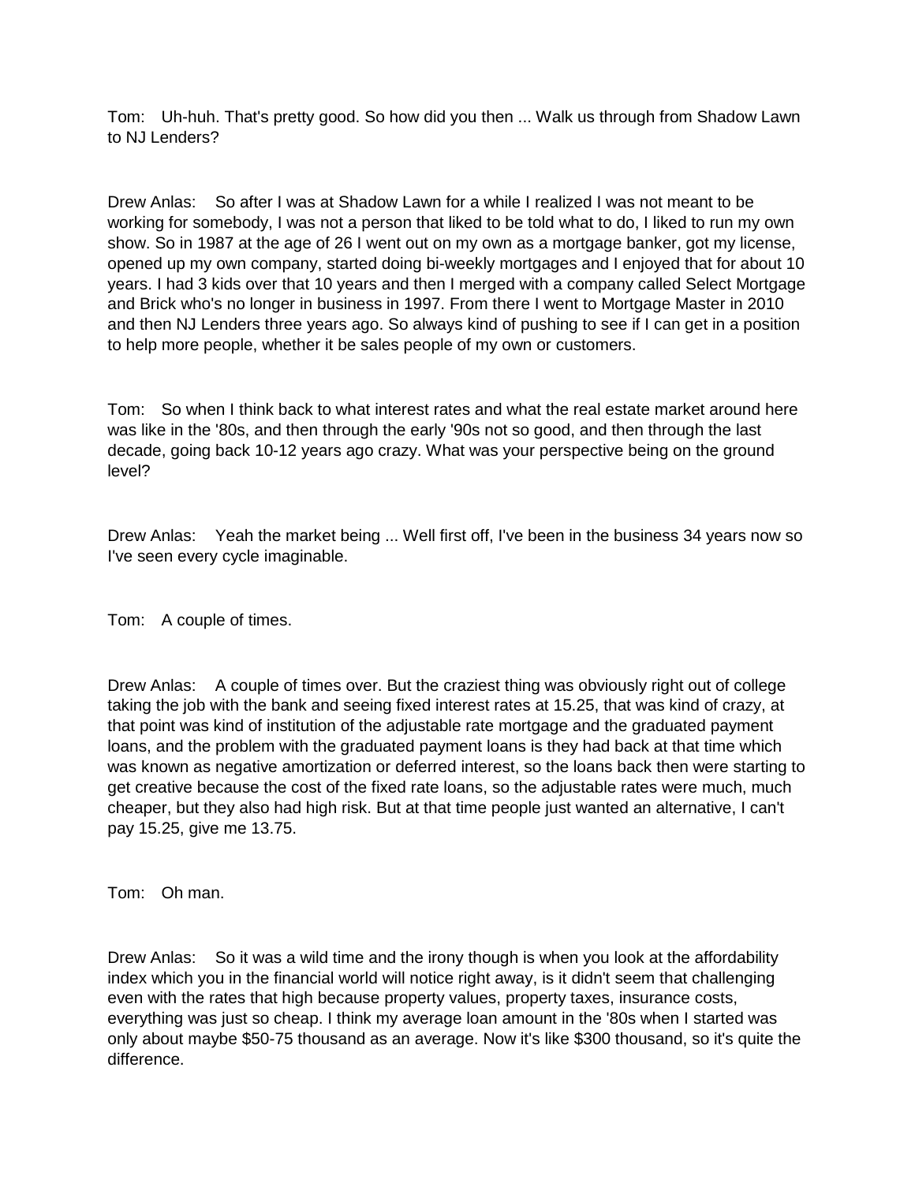Tom: Uh-huh. That's pretty good. So how did you then ... Walk us through from Shadow Lawn to NJ Lenders?

Drew Anlas: So after I was at Shadow Lawn for a while I realized I was not meant to be working for somebody, I was not a person that liked to be told what to do, I liked to run my own show. So in 1987 at the age of 26 I went out on my own as a mortgage banker, got my license, opened up my own company, started doing bi-weekly mortgages and I enjoyed that for about 10 years. I had 3 kids over that 10 years and then I merged with a company called Select Mortgage and Brick who's no longer in business in 1997. From there I went to Mortgage Master in 2010 and then NJ Lenders three years ago. So always kind of pushing to see if I can get in a position to help more people, whether it be sales people of my own or customers.

Tom: So when I think back to what interest rates and what the real estate market around here was like in the '80s, and then through the early '90s not so good, and then through the last decade, going back 10-12 years ago crazy. What was your perspective being on the ground level?

Drew Anlas: Yeah the market being ... Well first off, I've been in the business 34 years now so I've seen every cycle imaginable.

Tom: A couple of times.

Drew Anlas: A couple of times over. But the craziest thing was obviously right out of college taking the job with the bank and seeing fixed interest rates at 15.25, that was kind of crazy, at that point was kind of institution of the adjustable rate mortgage and the graduated payment loans, and the problem with the graduated payment loans is they had back at that time which was known as negative amortization or deferred interest, so the loans back then were starting to get creative because the cost of the fixed rate loans, so the adjustable rates were much, much cheaper, but they also had high risk. But at that time people just wanted an alternative, I can't pay 15.25, give me 13.75.

Tom: Oh man.

Drew Anlas: So it was a wild time and the irony though is when you look at the affordability index which you in the financial world will notice right away, is it didn't seem that challenging even with the rates that high because property values, property taxes, insurance costs, everything was just so cheap. I think my average loan amount in the '80s when I started was only about maybe $50-75 thousand as an average. Now it's like $300 thousand, so it's quite the difference.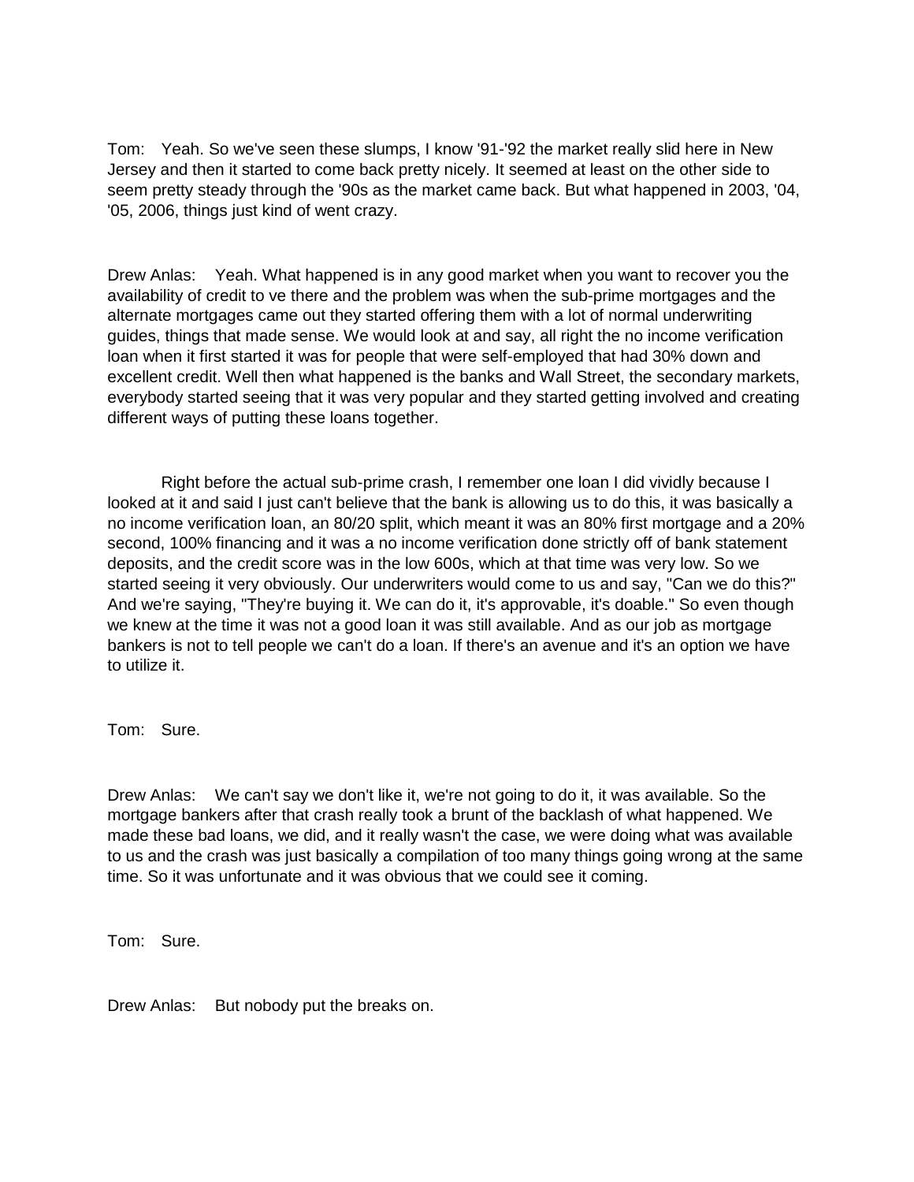Tom: Yeah. So we've seen these slumps, I know '91-'92 the market really slid here in New Jersey and then it started to come back pretty nicely. It seemed at least on the other side to seem pretty steady through the '90s as the market came back. But what happened in 2003, '04, '05, 2006, things just kind of went crazy.

Drew Anlas: Yeah. What happened is in any good market when you want to recover you the availability of credit to ve there and the problem was when the sub-prime mortgages and the alternate mortgages came out they started offering them with a lot of normal underwriting guides, things that made sense. We would look at and say, all right the no income verification loan when it first started it was for people that were self-employed that had 30% down and excellent credit. Well then what happened is the banks and Wall Street, the secondary markets, everybody started seeing that it was very popular and they started getting involved and creating different ways of putting these loans together.

Right before the actual sub-prime crash, I remember one loan I did vividly because I looked at it and said I just can't believe that the bank is allowing us to do this, it was basically a no income verification loan, an 80/20 split, which meant it was an 80% first mortgage and a 20% second, 100% financing and it was a no income verification done strictly off of bank statement deposits, and the credit score was in the low 600s, which at that time was very low. So we started seeing it very obviously. Our underwriters would come to us and say, "Can we do this?" And we're saying, "They're buying it. We can do it, it's approvable, it's doable." So even though we knew at the time it was not a good loan it was still available. And as our job as mortgage bankers is not to tell people we can't do a loan. If there's an avenue and it's an option we have to utilize it.

Tom: Sure.

Drew Anlas: We can't say we don't like it, we're not going to do it, it was available. So the mortgage bankers after that crash really took a brunt of the backlash of what happened. We made these bad loans, we did, and it really wasn't the case, we were doing what was available to us and the crash was just basically a compilation of too many things going wrong at the same time. So it was unfortunate and it was obvious that we could see it coming.

Tom: Sure.

Drew Anlas: But nobody put the breaks on.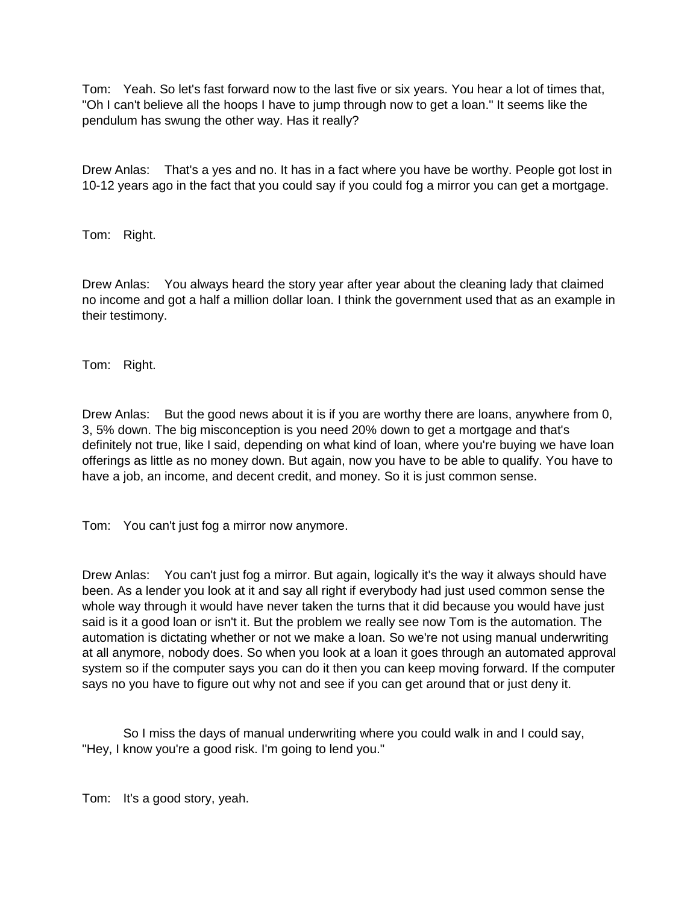Tom: Yeah. So let's fast forward now to the last five or six years. You hear a lot of times that, "Oh I can't believe all the hoops I have to jump through now to get a loan." It seems like the pendulum has swung the other way. Has it really?

Drew Anlas: That's a yes and no. It has in a fact where you have be worthy. People got lost in 10-12 years ago in the fact that you could say if you could fog a mirror you can get a mortgage.

Tom: Right.

Drew Anlas: You always heard the story year after year about the cleaning lady that claimed no income and got a half a million dollar loan. I think the government used that as an example in their testimony.

Tom: Right.

Drew Anlas: But the good news about it is if you are worthy there are loans, anywhere from 0, 3, 5% down. The big misconception is you need 20% down to get a mortgage and that's definitely not true, like I said, depending on what kind of loan, where you're buying we have loan offerings as little as no money down. But again, now you have to be able to qualify. You have to have a job, an income, and decent credit, and money. So it is just common sense.

Tom: You can't just fog a mirror now anymore.

Drew Anlas: You can't just fog a mirror. But again, logically it's the way it always should have been. As a lender you look at it and say all right if everybody had just used common sense the whole way through it would have never taken the turns that it did because you would have just said is it a good loan or isn't it. But the problem we really see now Tom is the automation. The automation is dictating whether or not we make a loan. So we're not using manual underwriting at all anymore, nobody does. So when you look at a loan it goes through an automated approval system so if the computer says you can do it then you can keep moving forward. If the computer says no you have to figure out why not and see if you can get around that or just deny it.

So I miss the days of manual underwriting where you could walk in and I could say, "Hey, I know you're a good risk. I'm going to lend you."

Tom: It's a good story, yeah.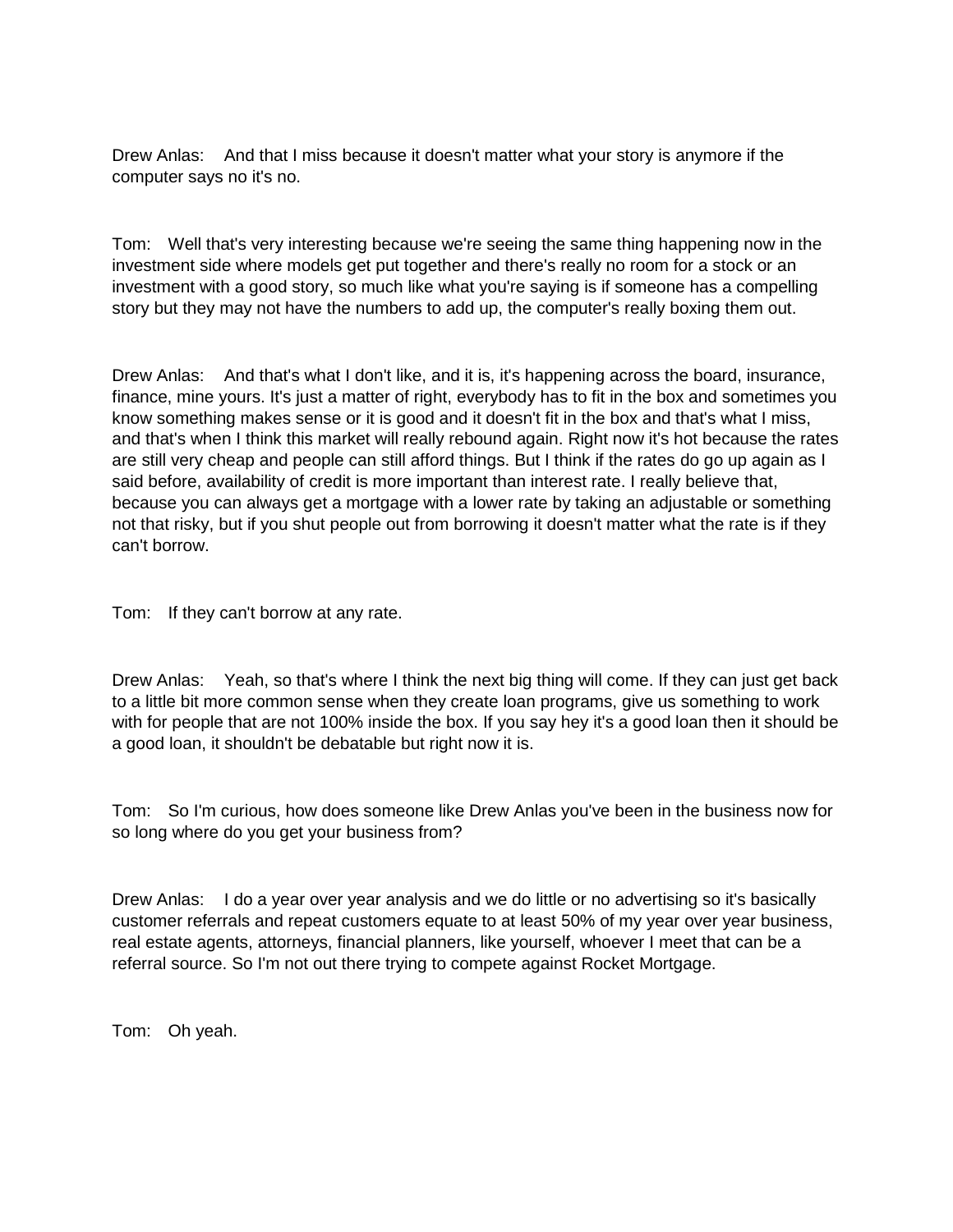Drew Anlas: And that I miss because it doesn't matter what your story is anymore if the computer says no it's no.

Tom: Well that's very interesting because we're seeing the same thing happening now in the investment side where models get put together and there's really no room for a stock or an investment with a good story, so much like what you're saying is if someone has a compelling story but they may not have the numbers to add up, the computer's really boxing them out.

Drew Anlas: And that's what I don't like, and it is, it's happening across the board, insurance, finance, mine yours. It's just a matter of right, everybody has to fit in the box and sometimes you know something makes sense or it is good and it doesn't fit in the box and that's what I miss, and that's when I think this market will really rebound again. Right now it's hot because the rates are still very cheap and people can still afford things. But I think if the rates do go up again as I said before, availability of credit is more important than interest rate. I really believe that, because you can always get a mortgage with a lower rate by taking an adjustable or something not that risky, but if you shut people out from borrowing it doesn't matter what the rate is if they can't borrow.

Tom: If they can't borrow at any rate.

Drew Anlas: Yeah, so that's where I think the next big thing will come. If they can just get back to a little bit more common sense when they create loan programs, give us something to work with for people that are not 100% inside the box. If you say hey it's a good loan then it should be a good loan, it shouldn't be debatable but right now it is.

Tom: So I'm curious, how does someone like Drew Anlas you've been in the business now for so long where do you get your business from?

Drew Anlas: I do a year over year analysis and we do little or no advertising so it's basically customer referrals and repeat customers equate to at least 50% of my year over year business, real estate agents, attorneys, financial planners, like yourself, whoever I meet that can be a referral source. So I'm not out there trying to compete against Rocket Mortgage.

Tom: Oh yeah.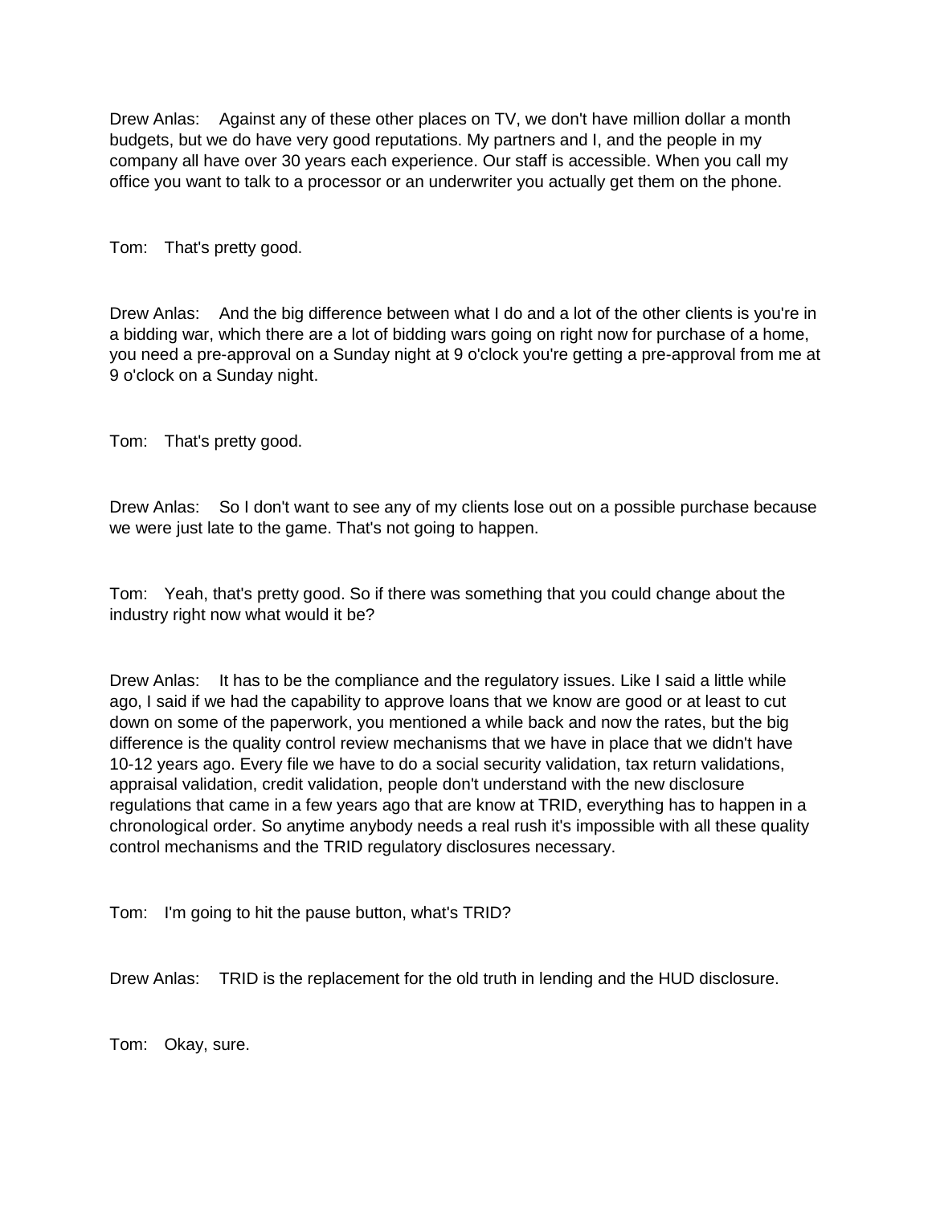Drew Anlas: Against any of these other places on TV, we don't have million dollar a month budgets, but we do have very good reputations. My partners and I, and the people in my company all have over 30 years each experience. Our staff is accessible. When you call my office you want to talk to a processor or an underwriter you actually get them on the phone.

Tom: That's pretty good.

Drew Anlas: And the big difference between what I do and a lot of the other clients is you're in a bidding war, which there are a lot of bidding wars going on right now for purchase of a home, you need a pre-approval on a Sunday night at 9 o'clock you're getting a pre-approval from me at 9 o'clock on a Sunday night.

Tom: That's pretty good.

Drew Anlas: So I don't want to see any of my clients lose out on a possible purchase because we were just late to the game. That's not going to happen.

Tom: Yeah, that's pretty good. So if there was something that you could change about the industry right now what would it be?

Drew Anlas: It has to be the compliance and the regulatory issues. Like I said a little while ago, I said if we had the capability to approve loans that we know are good or at least to cut down on some of the paperwork, you mentioned a while back and now the rates, but the big difference is the quality control review mechanisms that we have in place that we didn't have 10-12 years ago. Every file we have to do a social security validation, tax return validations, appraisal validation, credit validation, people don't understand with the new disclosure regulations that came in a few years ago that are know at TRID, everything has to happen in a chronological order. So anytime anybody needs a real rush it's impossible with all these quality control mechanisms and the TRID regulatory disclosures necessary.

Tom: I'm going to hit the pause button, what's TRID?

Drew Anlas: TRID is the replacement for the old truth in lending and the HUD disclosure.

Tom: Okay, sure.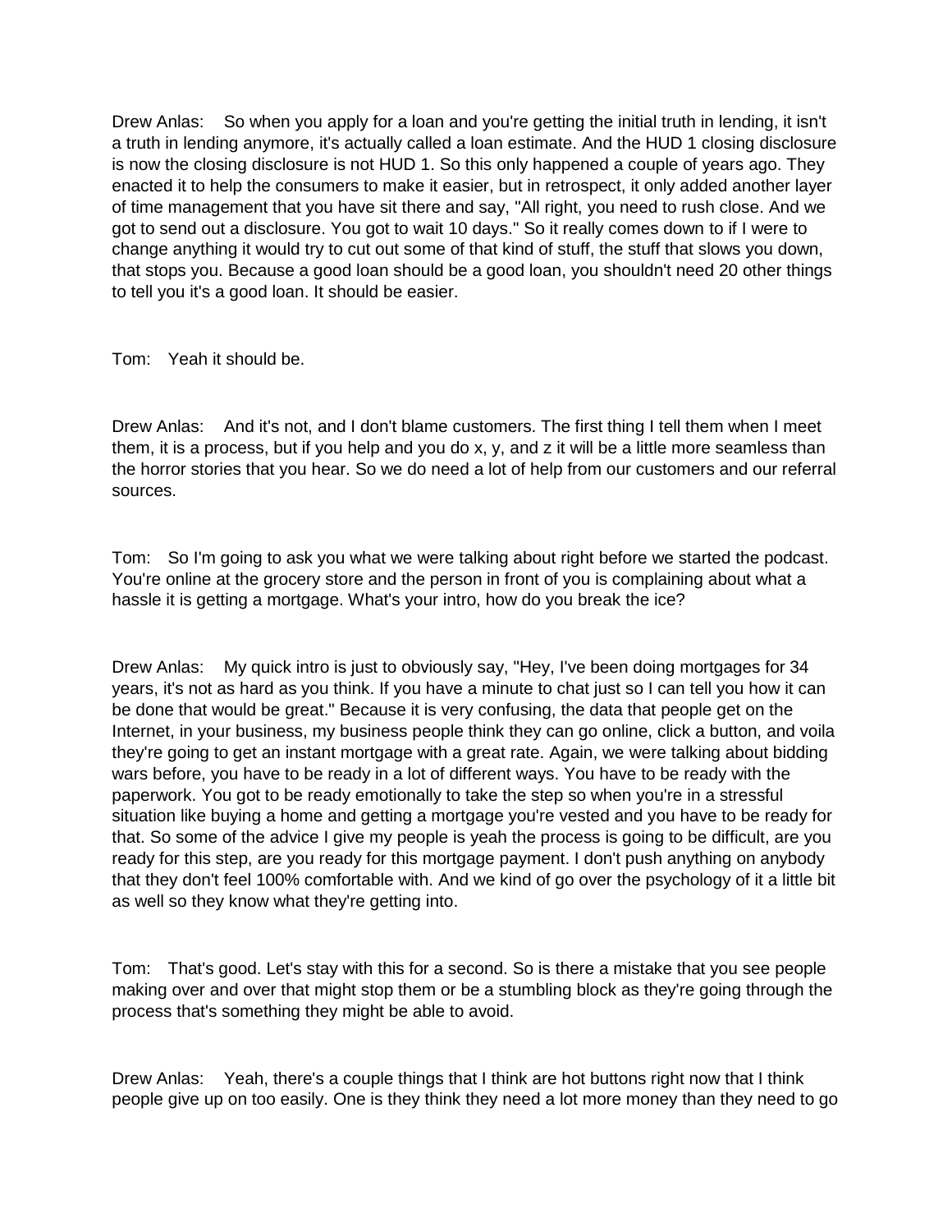Drew Anlas: So when you apply for a loan and you're getting the initial truth in lending, it isn't a truth in lending anymore, it's actually called a loan estimate. And the HUD 1 closing disclosure is now the closing disclosure is not HUD 1. So this only happened a couple of years ago. They enacted it to help the consumers to make it easier, but in retrospect, it only added another layer of time management that you have sit there and say, "All right, you need to rush close. And we got to send out a disclosure. You got to wait 10 days." So it really comes down to if I were to change anything it would try to cut out some of that kind of stuff, the stuff that slows you down, that stops you. Because a good loan should be a good loan, you shouldn't need 20 other things to tell you it's a good loan. It should be easier.

Tom: Yeah it should be.

Drew Anlas: And it's not, and I don't blame customers. The first thing I tell them when I meet them, it is a process, but if you help and you do x, y, and z it will be a little more seamless than the horror stories that you hear. So we do need a lot of help from our customers and our referral sources.

Tom: So I'm going to ask you what we were talking about right before we started the podcast. You're online at the grocery store and the person in front of you is complaining about what a hassle it is getting a mortgage. What's your intro, how do you break the ice?

Drew Anlas: My quick intro is just to obviously say, "Hey, I've been doing mortgages for 34 years, it's not as hard as you think. If you have a minute to chat just so I can tell you how it can be done that would be great." Because it is very confusing, the data that people get on the Internet, in your business, my business people think they can go online, click a button, and voila they're going to get an instant mortgage with a great rate. Again, we were talking about bidding wars before, you have to be ready in a lot of different ways. You have to be ready with the paperwork. You got to be ready emotionally to take the step so when you're in a stressful situation like buying a home and getting a mortgage you're vested and you have to be ready for that. So some of the advice I give my people is yeah the process is going to be difficult, are you ready for this step, are you ready for this mortgage payment. I don't push anything on anybody that they don't feel 100% comfortable with. And we kind of go over the psychology of it a little bit as well so they know what they're getting into.

Tom: That's good. Let's stay with this for a second. So is there a mistake that you see people making over and over that might stop them or be a stumbling block as they're going through the process that's something they might be able to avoid.

Drew Anlas: Yeah, there's a couple things that I think are hot buttons right now that I think people give up on too easily. One is they think they need a lot more money than they need to go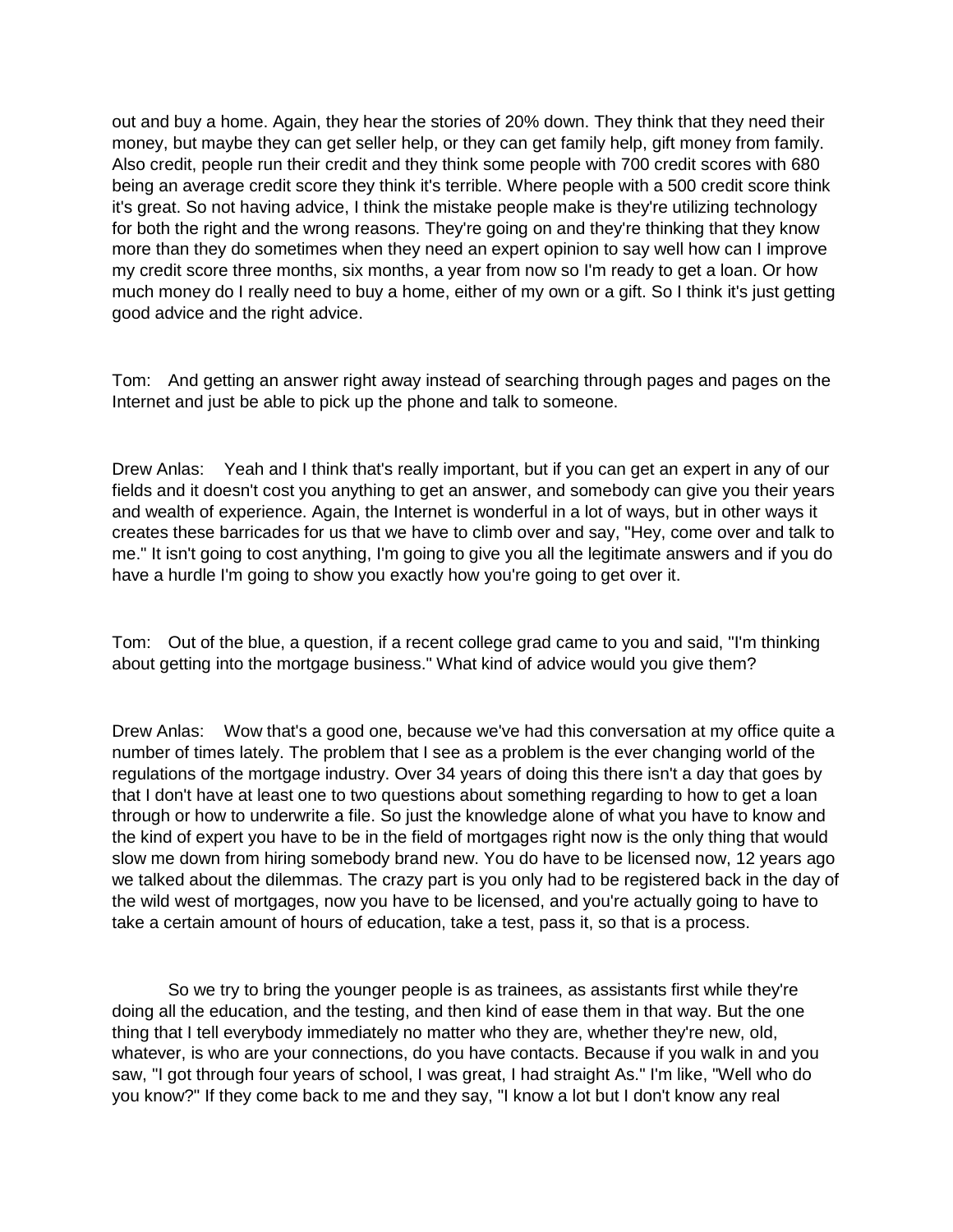out and buy a home. Again, they hear the stories of 20% down. They think that they need their money, but maybe they can get seller help, or they can get family help, gift money from family. Also credit, people run their credit and they think some people with 700 credit scores with 680 being an average credit score they think it's terrible. Where people with a 500 credit score think it's great. So not having advice, I think the mistake people make is they're utilizing technology for both the right and the wrong reasons. They're going on and they're thinking that they know more than they do sometimes when they need an expert opinion to say well how can I improve my credit score three months, six months, a year from now so I'm ready to get a loan. Or how much money do I really need to buy a home, either of my own or a gift. So I think it's just getting good advice and the right advice.

Tom: And getting an answer right away instead of searching through pages and pages on the Internet and just be able to pick up the phone and talk to someone.

Drew Anlas: Yeah and I think that's really important, but if you can get an expert in any of our fields and it doesn't cost you anything to get an answer, and somebody can give you their years and wealth of experience. Again, the Internet is wonderful in a lot of ways, but in other ways it creates these barricades for us that we have to climb over and say, "Hey, come over and talk to me." It isn't going to cost anything, I'm going to give you all the legitimate answers and if you do have a hurdle I'm going to show you exactly how you're going to get over it.

Tom: Out of the blue, a question, if a recent college grad came to you and said, "I'm thinking about getting into the mortgage business." What kind of advice would you give them?

Drew Anlas: Wow that's a good one, because we've had this conversation at my office quite a number of times lately. The problem that I see as a problem is the ever changing world of the regulations of the mortgage industry. Over 34 years of doing this there isn't a day that goes by that I don't have at least one to two questions about something regarding to how to get a loan through or how to underwrite a file. So just the knowledge alone of what you have to know and the kind of expert you have to be in the field of mortgages right now is the only thing that would slow me down from hiring somebody brand new. You do have to be licensed now, 12 years ago we talked about the dilemmas. The crazy part is you only had to be registered back in the day of the wild west of mortgages, now you have to be licensed, and you're actually going to have to take a certain amount of hours of education, take a test, pass it, so that is a process.

So we try to bring the younger people is as trainees, as assistants first while they're doing all the education, and the testing, and then kind of ease them in that way. But the one thing that I tell everybody immediately no matter who they are, whether they're new, old, whatever, is who are your connections, do you have contacts. Because if you walk in and you saw, "I got through four years of school, I was great, I had straight As." I'm like, "Well who do you know?" If they come back to me and they say, "I know a lot but I don't know any real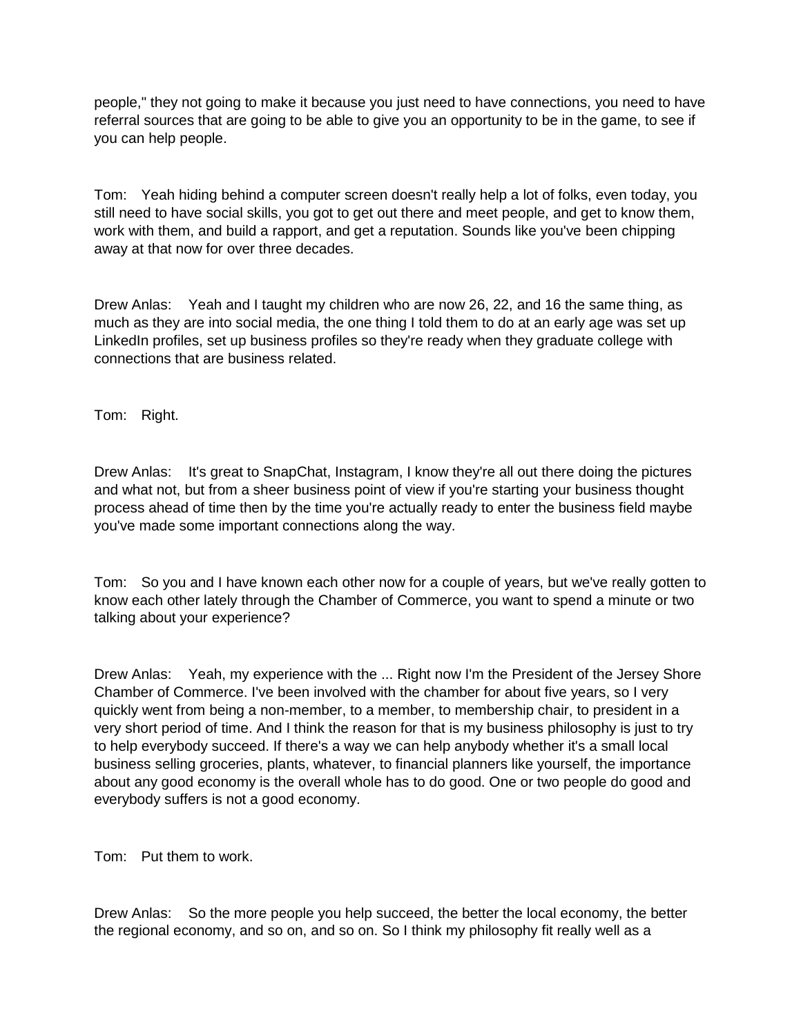people," they not going to make it because you just need to have connections, you need to have referral sources that are going to be able to give you an opportunity to be in the game, to see if you can help people.

Tom: Yeah hiding behind a computer screen doesn't really help a lot of folks, even today, you still need to have social skills, you got to get out there and meet people, and get to know them, work with them, and build a rapport, and get a reputation. Sounds like you've been chipping away at that now for over three decades.

Drew Anlas: Yeah and I taught my children who are now 26, 22, and 16 the same thing, as much as they are into social media, the one thing I told them to do at an early age was set up LinkedIn profiles, set up business profiles so they're ready when they graduate college with connections that are business related.

Tom: Right.

Drew Anlas: It's great to SnapChat, Instagram, I know they're all out there doing the pictures and what not, but from a sheer business point of view if you're starting your business thought process ahead of time then by the time you're actually ready to enter the business field maybe you've made some important connections along the way.

Tom: So you and I have known each other now for a couple of years, but we've really gotten to know each other lately through the Chamber of Commerce, you want to spend a minute or two talking about your experience?

Drew Anlas: Yeah, my experience with the ... Right now I'm the President of the Jersey Shore Chamber of Commerce. I've been involved with the chamber for about five years, so I very quickly went from being a non-member, to a member, to membership chair, to president in a very short period of time. And I think the reason for that is my business philosophy is just to try to help everybody succeed. If there's a way we can help anybody whether it's a small local business selling groceries, plants, whatever, to financial planners like yourself, the importance about any good economy is the overall whole has to do good. One or two people do good and everybody suffers is not a good economy.

Tom: Put them to work.

Drew Anlas: So the more people you help succeed, the better the local economy, the better the regional economy, and so on, and so on. So I think my philosophy fit really well as a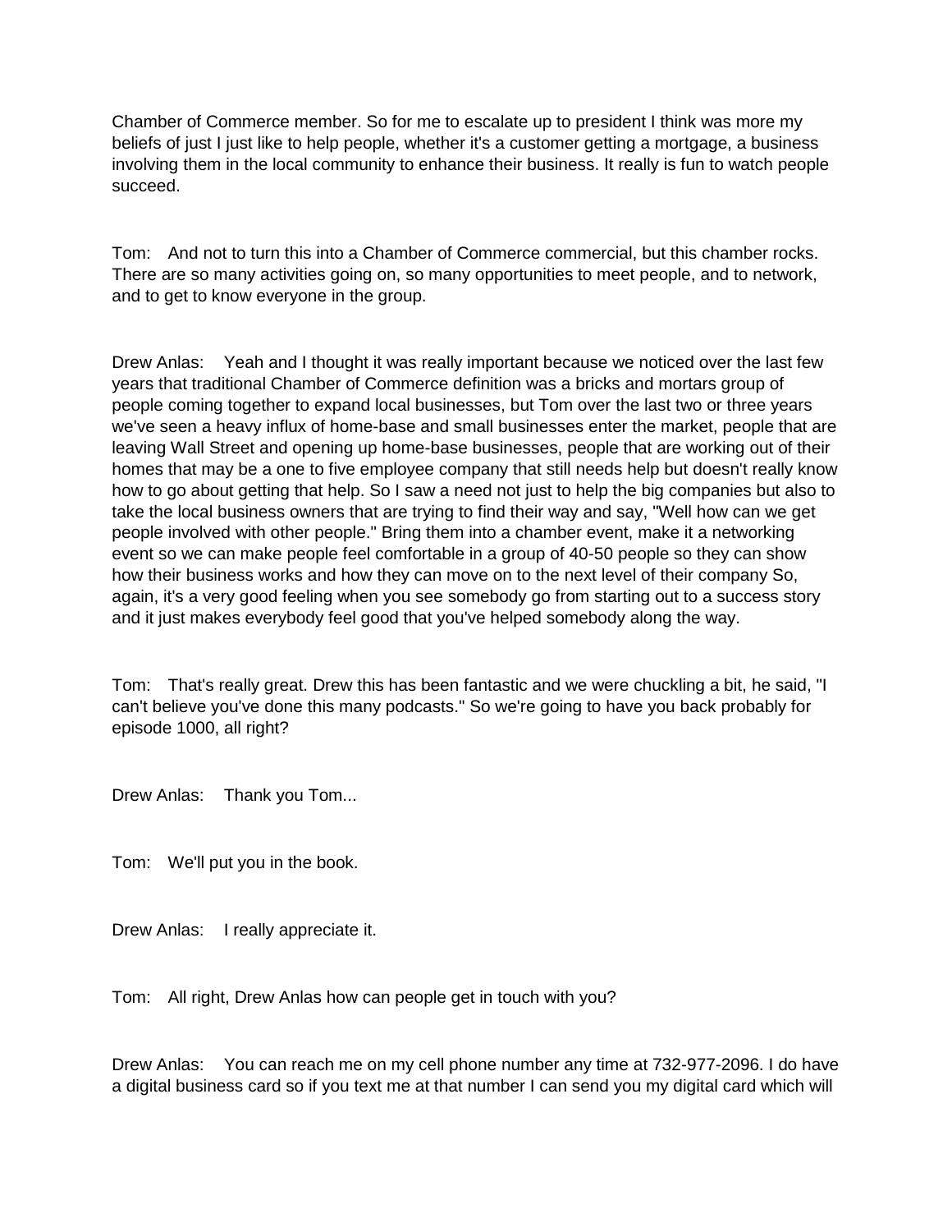Chamber of Commerce member. So for me to escalate up to president I think was more my beliefs of just I just like to help people, whether it's a customer getting a mortgage, a business involving them in the local community to enhance their business. It really is fun to watch people succeed.

Tom: And not to turn this into a Chamber of Commerce commercial, but this chamber rocks. There are so many activities going on, so many opportunities to meet people, and to network, and to get to know everyone in the group.

Drew Anlas: Yeah and I thought it was really important because we noticed over the last few years that traditional Chamber of Commerce definition was a bricks and mortars group of people coming together to expand local businesses, but Tom over the last two or three years we've seen a heavy influx of home-base and small businesses enter the market, people that are leaving Wall Street and opening up home-base businesses, people that are working out of their homes that may be a one to five employee company that still needs help but doesn't really know how to go about getting that help. So I saw a need not just to help the big companies but also to take the local business owners that are trying to find their way and say, "Well how can we get people involved with other people." Bring them into a chamber event, make it a networking event so we can make people feel comfortable in a group of 40-50 people so they can show how their business works and how they can move on to the next level of their company So, again, it's a very good feeling when you see somebody go from starting out to a success story and it just makes everybody feel good that you've helped somebody along the way.

Tom: That's really great. Drew this has been fantastic and we were chuckling a bit, he said, "I can't believe you've done this many podcasts." So we're going to have you back probably for episode 1000, all right?

Drew Anlas: Thank you Tom...

Tom: We'll put you in the book.

Drew Anlas: I really appreciate it.

Tom: All right, Drew Anlas how can people get in touch with you?

Drew Anlas: You can reach me on my cell phone number any time at 732-977-2096. I do have a digital business card so if you text me at that number I can send you my digital card which will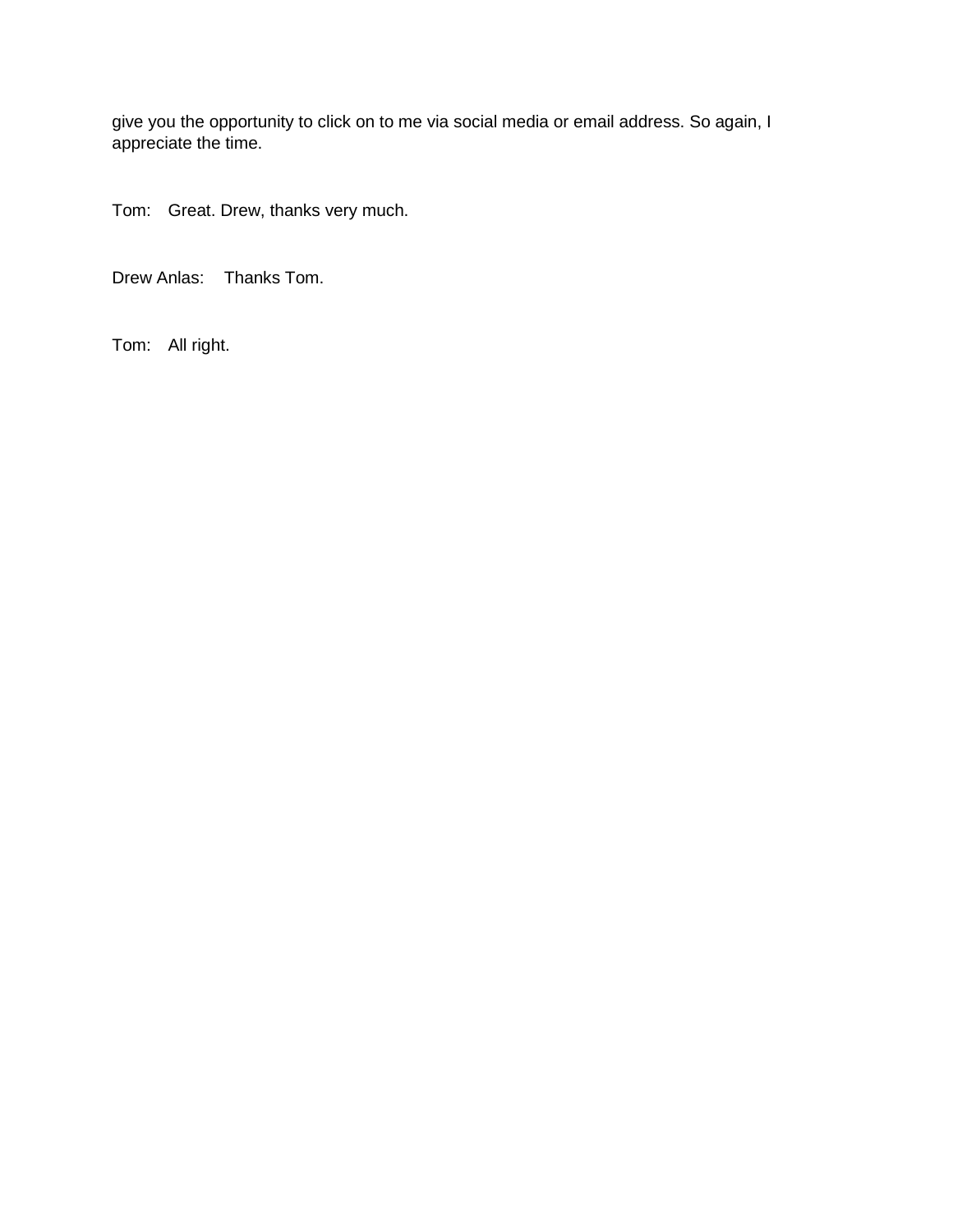give you the opportunity to click on to me via social media or email address. So again, I appreciate the time.

Tom: Great. Drew, thanks very much.

Drew Anlas: Thanks Tom.

Tom: All right.